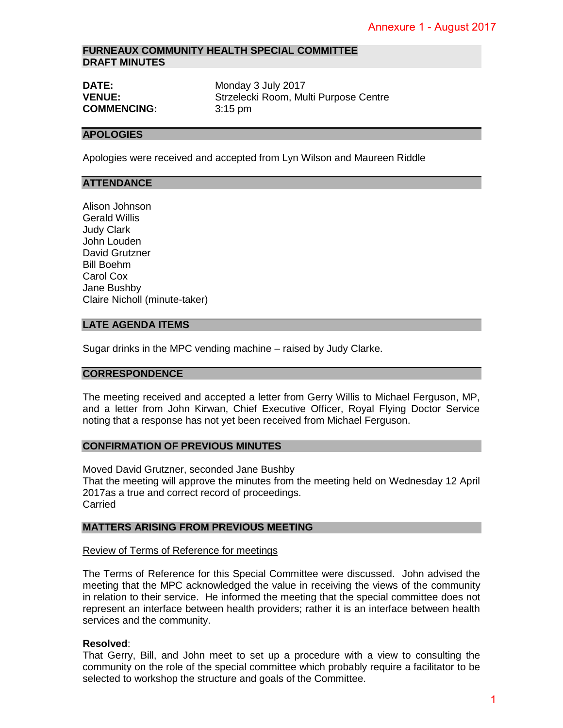Annexure 1 - August 2017

# FURNEAUX COMMUNITY HEALTH SPECIAL COMMITTEE
# DRAFT MINUTES

**DATE:** Monday 3 July 2017
**VENUE:** Strzelecki Room, Multi Purpose Centre
**COMMENCING:** 3:15 pm

## APOLOGIES

Apologies were received and accepted from Lyn Wilson and Maureen Riddle

## ATTENDANCE

Alison Johnson
Gerald Willis
Judy Clark
John Louden
David Grutzner
Bill Boehm
Carol Cox
Jane Bushby
Claire Nicholl (minute-taker)

## LATE AGENDA ITEMS

Sugar drinks in the MPC vending machine – raised by Judy Clarke.

## CORRESPONDENCE

The meeting received and accepted a letter from Gerry Willis to Michael Ferguson, MP, and a letter from John Kirwan, Chief Executive Officer, Royal Flying Doctor Service noting that a response has not yet been received from Michael Ferguson.

## CONFIRMATION OF PREVIOUS MINUTES

Moved David Grutzner, seconded Jane Bushby
That the meeting will approve the minutes from the meeting held on Wednesday 12 April 2017as a true and correct record of proceedings.
Carried

## MATTERS ARISING FROM PREVIOUS MEETING

Review of Terms of Reference for meetings

The Terms of Reference for this Special Committee were discussed. John advised the meeting that the MPC acknowledged the value in receiving the views of the community in relation to their service. He informed the meeting that the special committee does not represent an interface between health providers; rather it is an interface between health services and the community.

**Resolved**:
That Gerry, Bill, and John meet to set up a procedure with a view to consulting the community on the role of the special committee which probably require a facilitator to be selected to workshop the structure and goals of the Committee.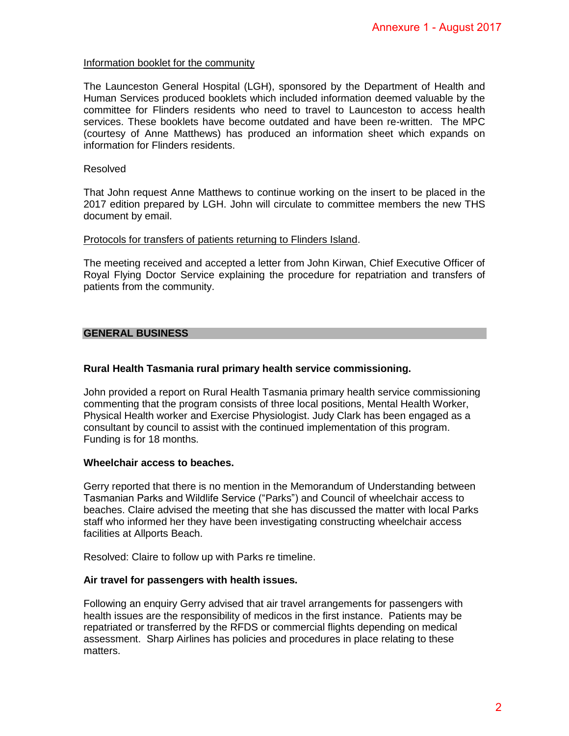Information booklet for the community

The Launceston General Hospital (LGH), sponsored by the Department of Health and Human Services produced booklets which included information deemed valuable by the committee for Flinders residents who need to travel to Launceston to access health services. These booklets have become outdated and have been re-written. The MPC (courtesy of Anne Matthews) has produced an information sheet which expands on information for Flinders residents.

Resolved

That John request Anne Matthews to continue working on the insert to be placed in the 2017 edition prepared by LGH. John will circulate to committee members the new THS document by email.

Protocols for transfers of patients returning to Flinders Island.

The meeting received and accepted a letter from John Kirwan, Chief Executive Officer of Royal Flying Doctor Service explaining the procedure for repatriation and transfers of patients from the community.

## GENERAL BUSINESS

**Rural Health Tasmania rural primary health service commissioning.**

John provided a report on Rural Health Tasmania primary health service commissioning commenting that the program consists of three local positions, Mental Health Worker, Physical Health worker and Exercise Physiologist. Judy Clark has been engaged as a consultant by council to assist with the continued implementation of this program. Funding is for 18 months.

**Wheelchair access to beaches.**

Gerry reported that there is no mention in the Memorandum of Understanding between Tasmanian Parks and Wildlife Service ("Parks") and Council of wheelchair access to beaches. Claire advised the meeting that she has discussed the matter with local Parks staff who informed her they have been investigating constructing wheelchair access facilities at Allports Beach.

Resolved: Claire to follow up with Parks re timeline.

**Air travel for passengers with health issues.**

Following an enquiry Gerry advised that air travel arrangements for passengers with health issues are the responsibility of medicos in the first instance. Patients may be repatriated or transferred by the RFDS or commercial flights depending on medical assessment. Sharp Airlines has policies and procedures in place relating to these matters.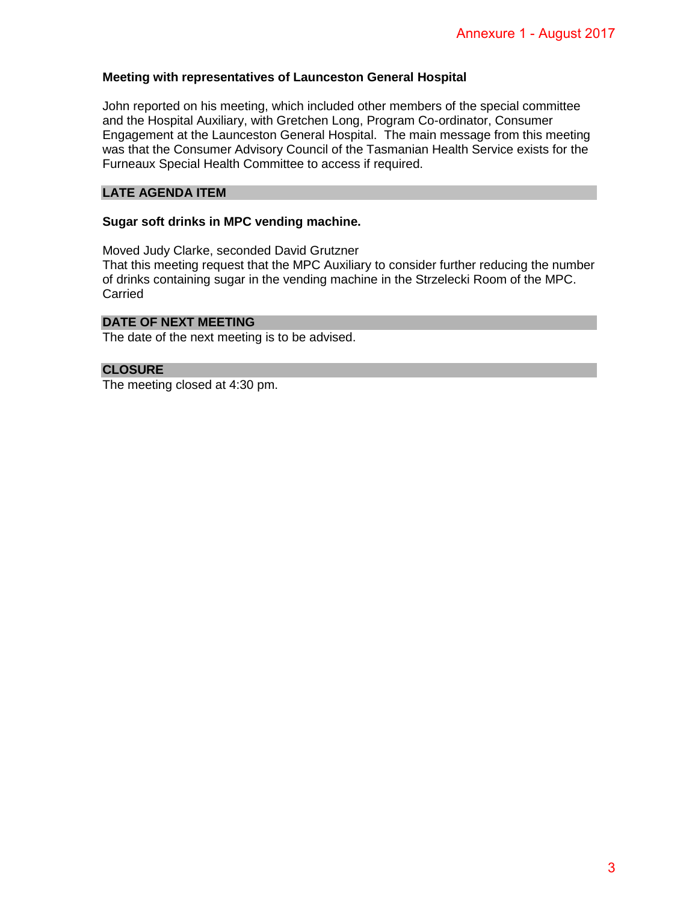**Meeting with representatives of Launceston General Hospital**

John reported on his meeting, which included other members of the special committee and the Hospital Auxiliary, with Gretchen Long, Program Co-ordinator, Consumer Engagement at the Launceston General Hospital. The main message from this meeting was that the Consumer Advisory Council of the Tasmanian Health Service exists for the Furneaux Special Health Committee to access if required.

## LATE AGENDA ITEM

**Sugar soft drinks in MPC vending machine.**

Moved Judy Clarke, seconded David Grutzner
That this meeting request that the MPC Auxiliary to consider further reducing the number of drinks containing sugar in the vending machine in the Strzelecki Room of the MPC.
Carried

## DATE OF NEXT MEETING

The date of the next meeting is to be advised.

## CLOSURE

The meeting closed at 4:30 pm.